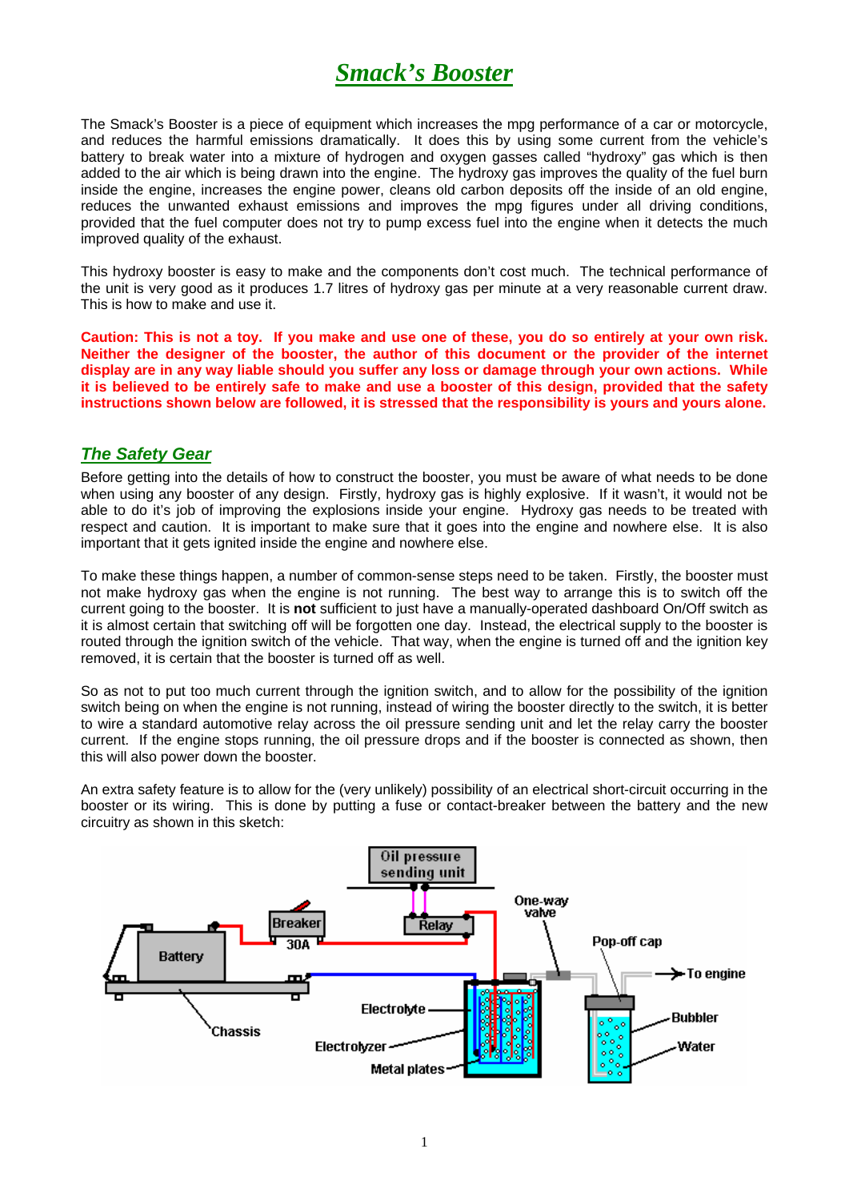# *Smack's Booster*

The Smack's Booster is a piece of equipment which increases the mpg performance of a car or motorcycle, and reduces the harmful emissions dramatically. It does this by using some current from the vehicle's battery to break water into a mixture of hydrogen and oxygen gasses called "hydroxy" gas which is then added to the air which is being drawn into the engine. The hydroxy gas improves the quality of the fuel burn inside the engine, increases the engine power, cleans old carbon deposits off the inside of an old engine, reduces the unwanted exhaust emissions and improves the mpg figures under all driving conditions, provided that the fuel computer does not try to pump excess fuel into the engine when it detects the much improved quality of the exhaust.

This hydroxy booster is easy to make and the components don't cost much. The technical performance of the unit is very good as it produces 1.7 litres of hydroxy gas per minute at a very reasonable current draw. This is how to make and use it.

**Caution: This is not a toy. If you make and use one of these, you do so entirely at your own risk. Neither the designer of the booster, the author of this document or the provider of the internet display are in any way liable should you suffer any loss or damage through your own actions. While it is believed to be entirely safe to make and use a booster of this design, provided that the safety instructions shown below are followed, it is stressed that the responsibility is yours and yours alone.**

## *The Safety Gear*

Before getting into the details of how to construct the booster, you must be aware of what needs to be done when using any booster of any design. Firstly, hydroxy gas is highly explosive. If it wasn't, it would not be able to do it's job of improving the explosions inside your engine. Hydroxy gas needs to be treated with respect and caution. It is important to make sure that it goes into the engine and nowhere else. It is also important that it gets ignited inside the engine and nowhere else.

To make these things happen, a number of common-sense steps need to be taken. Firstly, the booster must not make hydroxy gas when the engine is not running. The best way to arrange this is to switch off the current going to the booster. It is **not** sufficient to just have a manually-operated dashboard On/Off switch as it is almost certain that switching off will be forgotten one day. Instead, the electrical supply to the booster is routed through the ignition switch of the vehicle. That way, when the engine is turned off and the ignition key removed, it is certain that the booster is turned off as well.

So as not to put too much current through the ignition switch, and to allow for the possibility of the ignition switch being on when the engine is not running, instead of wiring the booster directly to the switch, it is better to wire a standard automotive relay across the oil pressure sending unit and let the relay carry the booster current. If the engine stops running, the oil pressure drops and if the booster is connected as shown, then this will also power down the booster.

An extra safety feature is to allow for the (very unlikely) possibility of an electrical short-circuit occurring in the booster or its wiring. This is done by putting a fuse or contact-breaker between the battery and the new circuitry as shown in this sketch: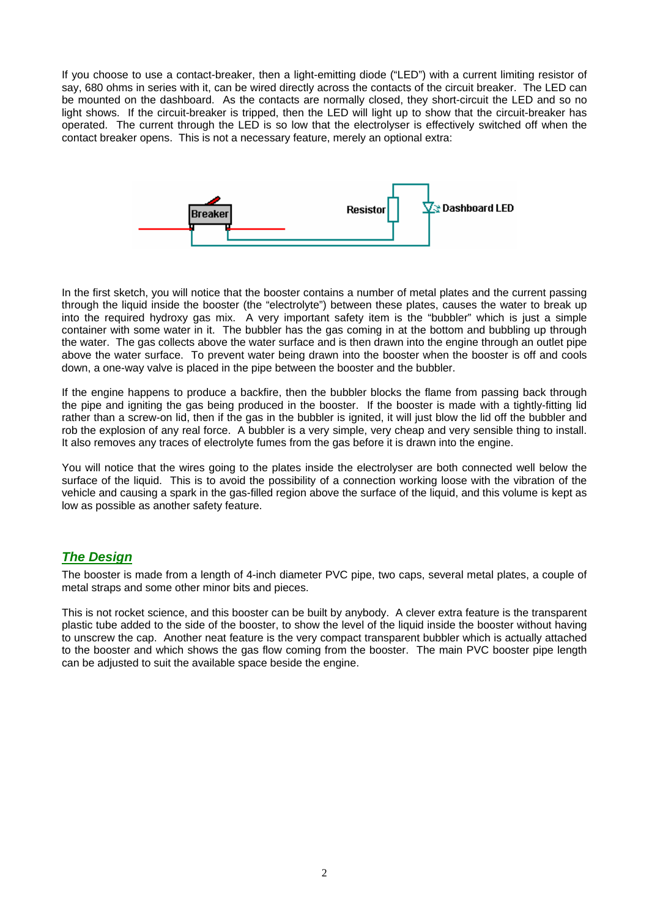If you choose to use a contact-breaker, then a light-emitting diode ("LED") with a current limiting resistor of say, 680 ohms in series with it, can be wired directly across the contacts of the circuit breaker. The LED can be mounted on the dashboard. As the contacts are normally closed, they short-circuit the LED and so no light shows. If the circuit-breaker is tripped, then the LED will light up to show that the circuit-breaker has operated. The current through the LED is so low that the electrolyser is effectively switched off when the contact breaker opens. This is not a necessary feature, merely an optional extra:

Breaker

Resistor

Dashboard LED

In the first sketch, you will notice that the booster contains a number of metal plates and the current passing through the liquid inside the booster (the "electrolyte") between these plates, causes the water to break up into the required hydroxy gas mix. A very important safety item is the "bubbler" which is just a simple container with some water in it. The bubbler has the gas coming in at the bottom and bubbling up through the water. The gas collects above the water surface and is then drawn into the engine through an outlet pipe above the water surface. To prevent water being drawn into the booster when the booster is off and cools down, a one-way valve is placed in the pipe between the booster and the bubbler.

If the engine happens to produce a backfire, then the bubbler blocks the flame from passing back through the pipe and igniting the gas being produced in the booster. If the booster is made with a tightly-fitting lid rather than a screw-on lid, then if the gas in the bubbler is ignited, it will just blow the lid off the bubbler and rob the explosion of any real force. A bubbler is a very simple, very cheap and very sensible thing to install. It also removes any traces of electrolyte fumes from the gas before it is drawn into the engine.

You will notice that the wires going to the plates inside the electrolyser are both connected well below the surface of the liquid. This is to avoid the possibility of a connection working loose with the vibration of the vehicle and causing a spark in the gas-filled region above the surface of the liquid, and this volume is kept as low as possible as another safety feature.

## *The Design*

The booster is made from a length of 4-inch diameter PVC pipe, two caps, several metal plates, a couple of metal straps and some other minor bits and pieces.

This is not rocket science, and this booster can be built by anybody. A clever extra feature is the transparent plastic tube added to the side of the booster, to show the level of the liquid inside the booster without having to unscrew the cap. Another neat feature is the very compact transparent bubbler which is actually attached to the booster and which shows the gas flow coming from the booster. The main PVC booster pipe length can be adjusted to suit the available space beside the engine.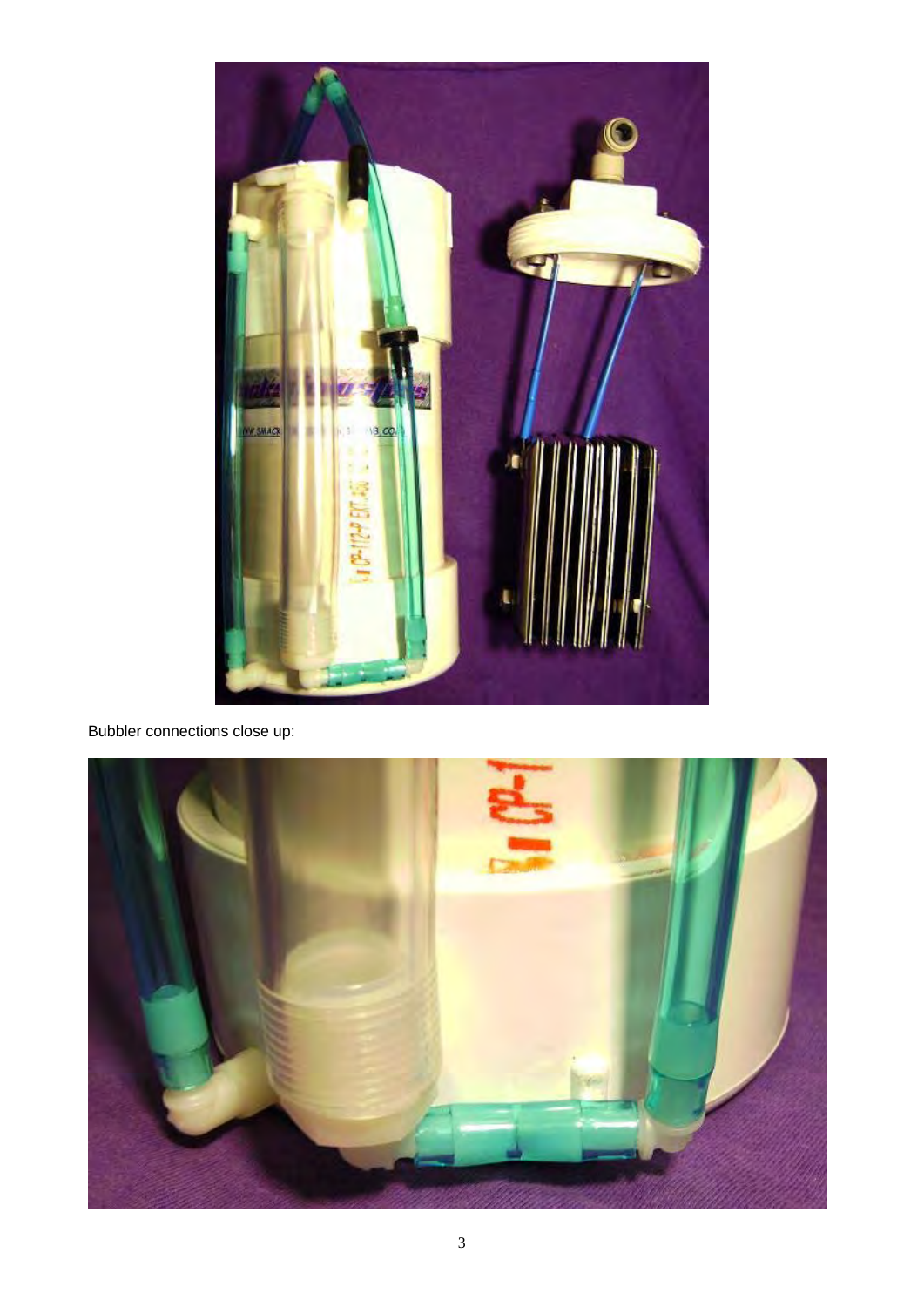Bubbler connections close up: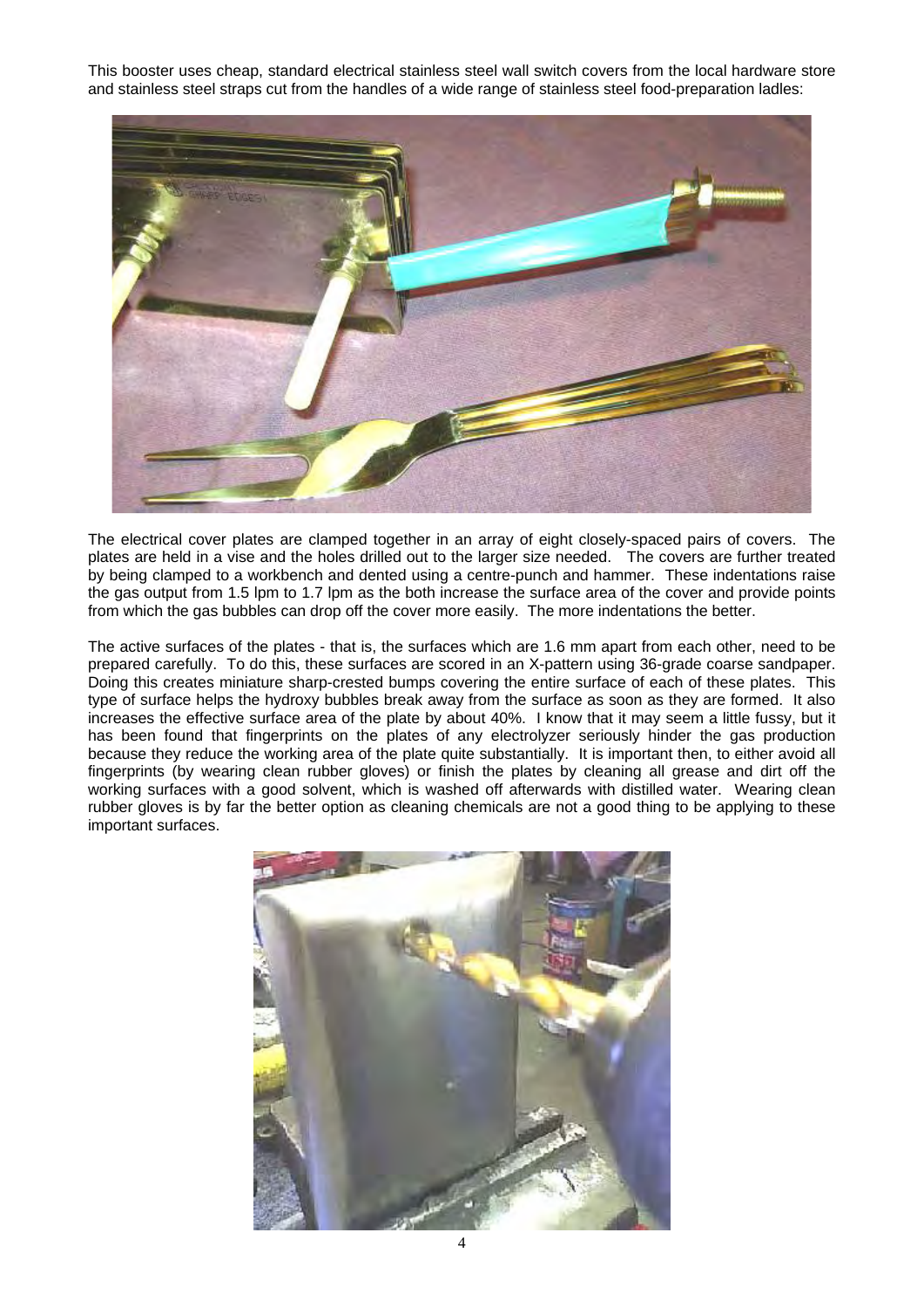This booster uses cheap, standard electrical stainless steel wall switch covers from the local hardware store and stainless steel straps cut from the handles of a wide range of stainless steel food-preparation ladles:

The electrical cover plates are clamped together in an array of eight closely-spaced pairs of covers. The plates are held in a vise and the holes drilled out to the larger size needed. The covers are further treated by being clamped to a workbench and dented using a centre-punch and hammer. These indentations raise the gas output from 1.5 lpm to 1.7 lpm as the both increase the surface area of the cover and provide points from which the gas bubbles can drop off the cover more easily. The more indentations the better.

The active surfaces of the plates - that is, the surfaces which are 1.6 mm apart from each other, need to be prepared carefully. To do this, these surfaces are scored in an X-pattern using 36-grade coarse sandpaper. Doing this creates miniature sharp-crested bumps covering the entire surface of each of these plates. This type of surface helps the hydroxy bubbles break away from the surface as soon as they are formed. It also increases the effective surface area of the plate by about 40%. I know that it may seem a little fussy, but it has been found that fingerprints on the plates of any electrolyzer seriously hinder the gas production because they reduce the working area of the plate quite substantially. It is important then, to either avoid all fingerprints (by wearing clean rubber gloves) or finish the plates by cleaning all grease and dirt off the working surfaces with a good solvent, which is washed off afterwards with distilled water. Wearing clean rubber gloves is by far the better option as cleaning chemicals are not a good thing to be applying to these important surfaces.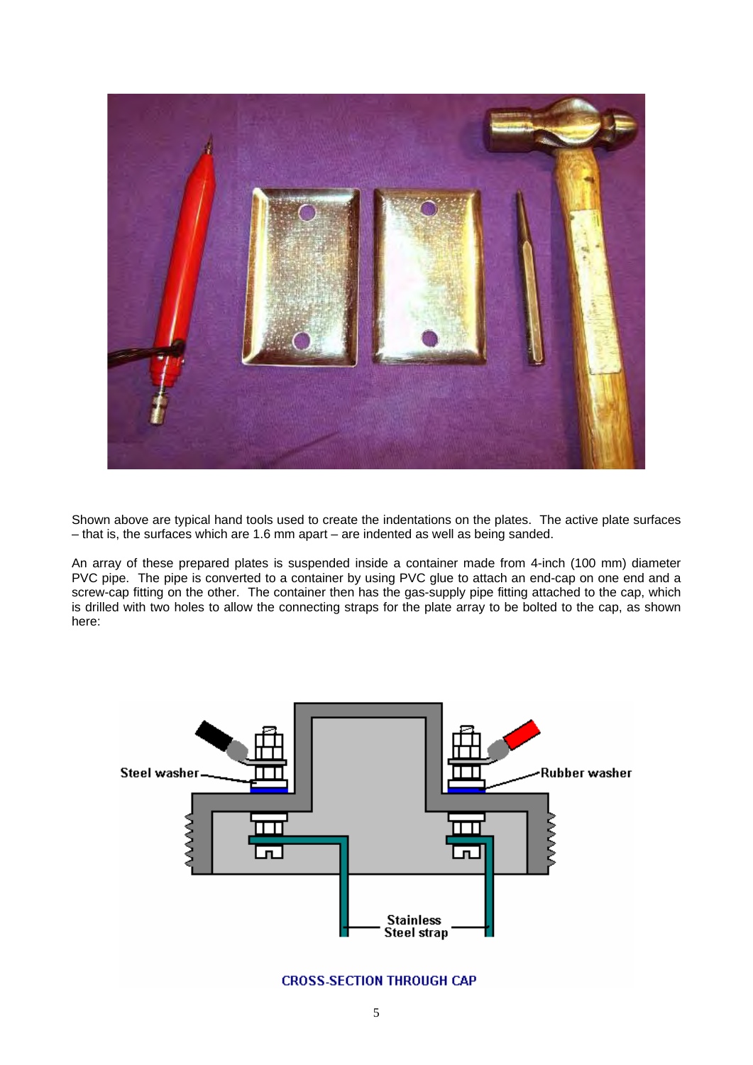Shown above are typical hand tools used to create the indentations on the plates. The active plate surfaces – that is, the surfaces which are 1.6 mm apart – are indented as well as being sanded.

An array of these prepared plates is suspended inside a container made from 4-inch (100 mm) diameter PVC pipe. The pipe is converted to a container by using PVC glue to attach an end-cap on one end and a screw-cap fitting on the other. The container then has the gas-supply pipe fitting attached to the cap, which is drilled with two holes to allow the connecting straps for the plate array to be bolted to the cap, as shown here:

CROSS-SECTION THROUGH CAP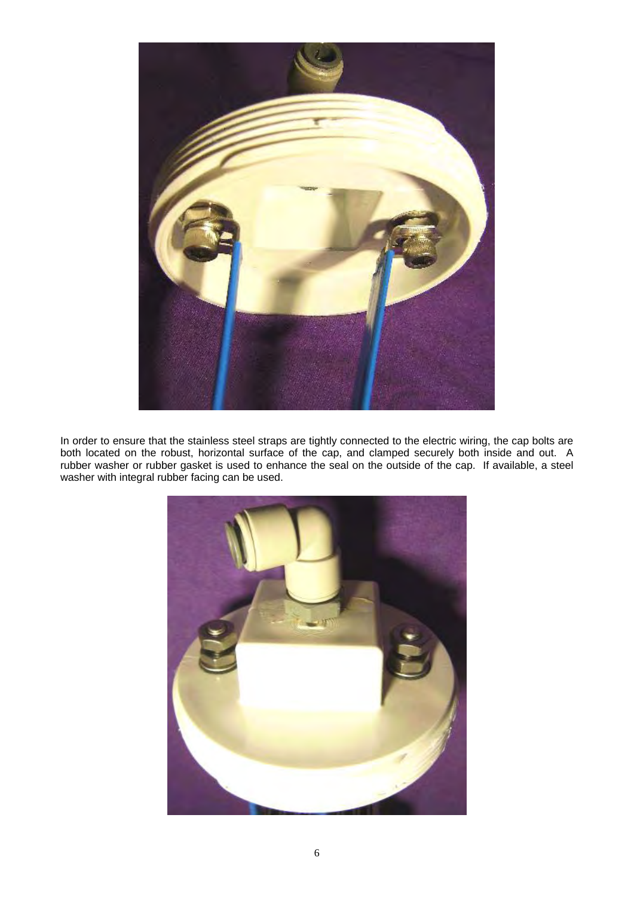In order to ensure that the stainless steel straps are tightly connected to the electric wiring, the cap bolts are both located on the robust, horizontal surface of the cap, and clamped securely both inside and out. A rubber washer or rubber gasket is used to enhance the seal on the outside of the cap. If available, a steel washer with integral rubber facing can be used.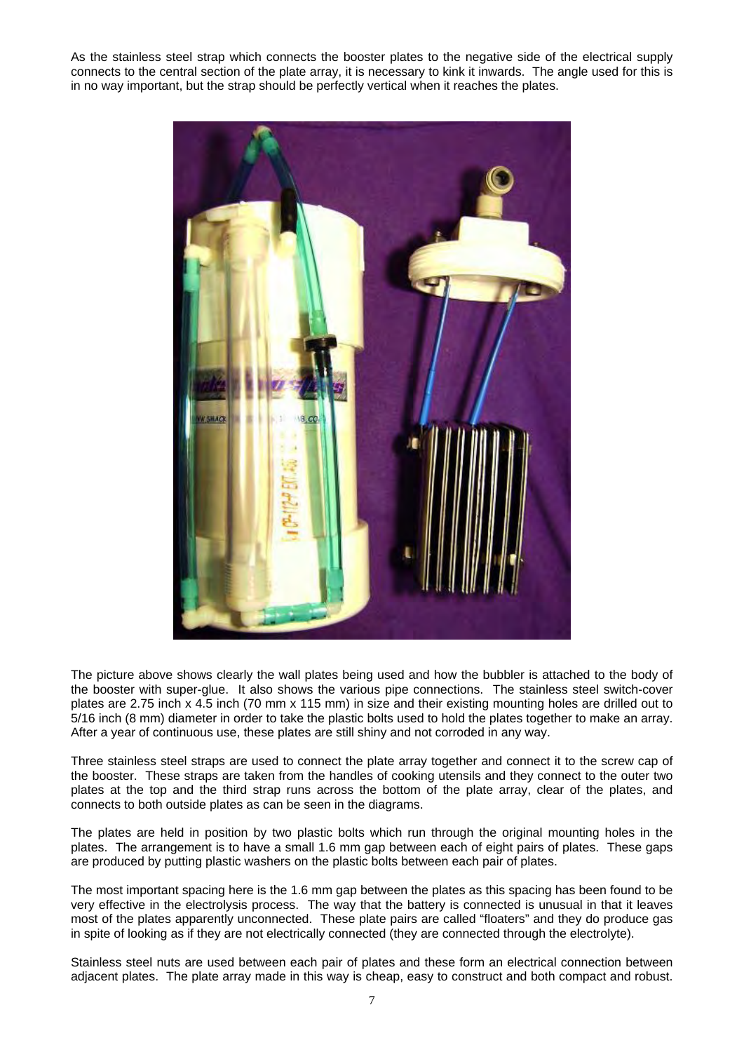As the stainless steel strap which connects the booster plates to the negative side of the electrical supply connects to the central section of the plate array, it is necessary to kink it inwards. The angle used for this is in no way important, but the strap should be perfectly vertical when it reaches the plates.

The picture above shows clearly the wall plates being used and how the bubbler is attached to the body of the booster with super-glue. It also shows the various pipe connections. The stainless steel switch-cover plates are 2.75 inch x 4.5 inch (70 mm x 115 mm) in size and their existing mounting holes are drilled out to 5/16 inch (8 mm) diameter in order to take the plastic bolts used to hold the plates together to make an array. After a year of continuous use, these plates are still shiny and not corroded in any way.

Three stainless steel straps are used to connect the plate array together and connect it to the screw cap of the booster. These straps are taken from the handles of cooking utensils and they connect to the outer two plates at the top and the third strap runs across the bottom of the plate array, clear of the plates, and connects to both outside plates as can be seen in the diagrams.

The plates are held in position by two plastic bolts which run through the original mounting holes in the plates. The arrangement is to have a small 1.6 mm gap between each of eight pairs of plates. These gaps are produced by putting plastic washers on the plastic bolts between each pair of plates.

The most important spacing here is the 1.6 mm gap between the plates as this spacing has been found to be very effective in the electrolysis process. The way that the battery is connected is unusual in that it leaves most of the plates apparently unconnected. These plate pairs are called "floaters" and they do produce gas in spite of looking as if they are not electrically connected (they are connected through the electrolyte).

Stainless steel nuts are used between each pair of plates and these form an electrical connection between adjacent plates. The plate array made in this way is cheap, easy to construct and both compact and robust.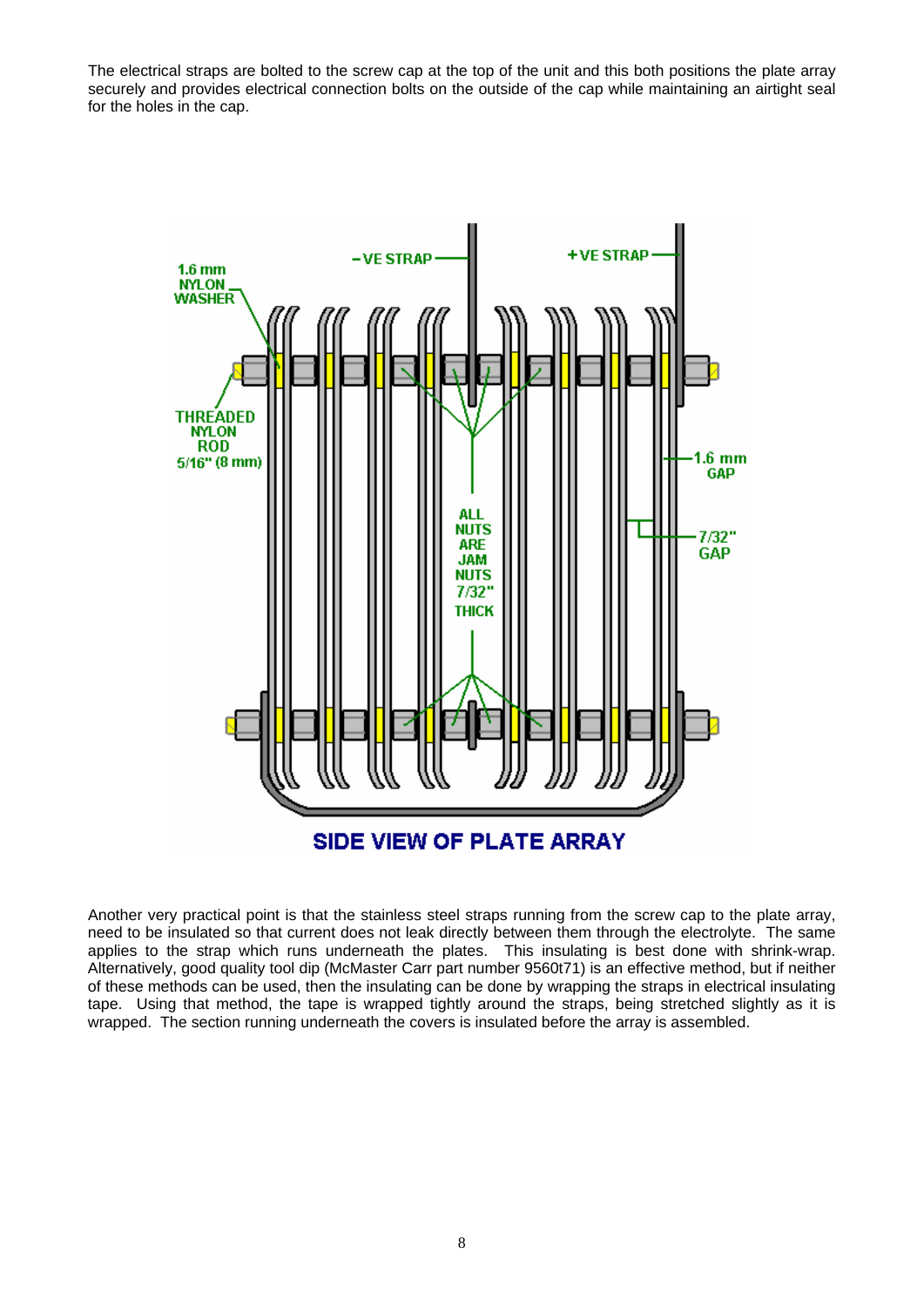The electrical straps are bolted to the screw cap at the top of the unit and this both positions the plate array securely and provides electrical connection bolts on the outside of the cap while maintaining an airtight seal for the holes in the cap.

SIDE VIEW OF PLATE ARRAY

Another very practical point is that the stainless steel straps running from the screw cap to the plate array, need to be insulated so that current does not leak directly between them through the electrolyte. The same applies to the strap which runs underneath the plates. This insulating is best done with shrink-wrap. Alternatively, good quality tool dip (McMaster Carr part number 9560t71) is an effective method, but if neither of these methods can be used, then the insulating can be done by wrapping the straps in electrical insulating tape. Using that method, the tape is wrapped tightly around the straps, being stretched slightly as it is wrapped. The section running underneath the covers is insulated before the array is assembled.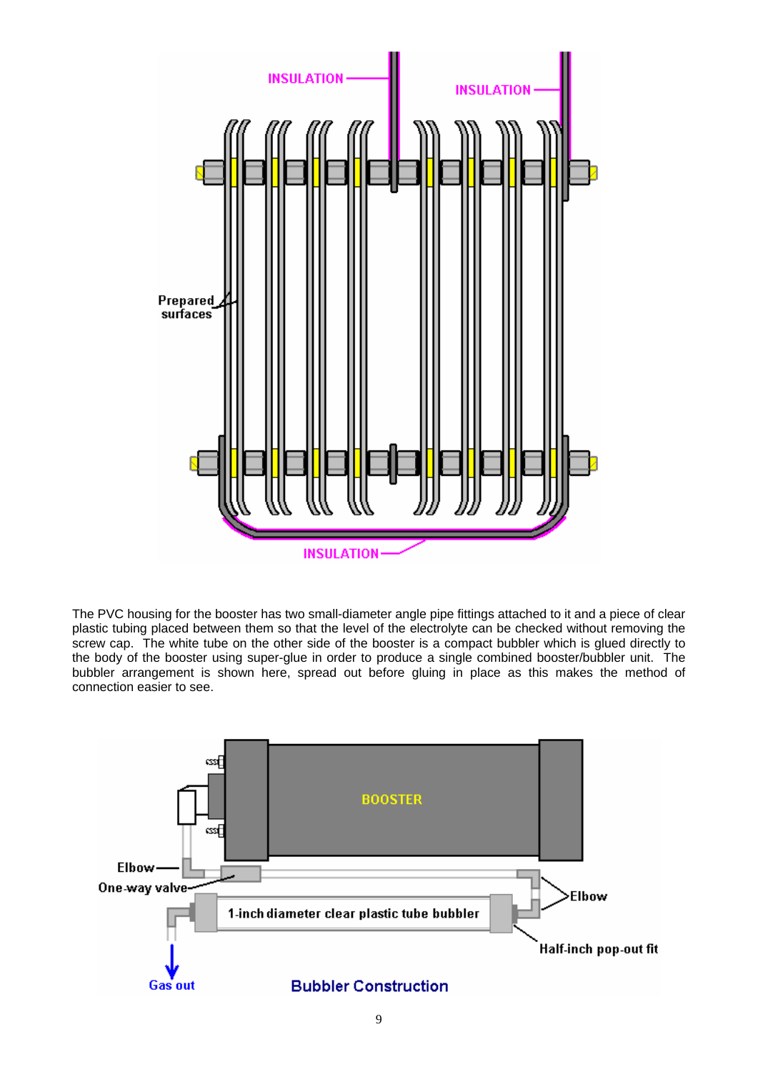The PVC housing for the booster has two small-diameter angle pipe fittings attached to it and a piece of clear plastic tubing placed between them so that the level of the electrolyte can be checked without removing the screw cap. The white tube on the other side of the booster is a compact bubbler which is glued directly to the body of the booster using super-glue in order to produce a single combined booster/bubbler unit. The bubbler arrangement is shown here, spread out before gluing in place as this makes the method of connection easier to see.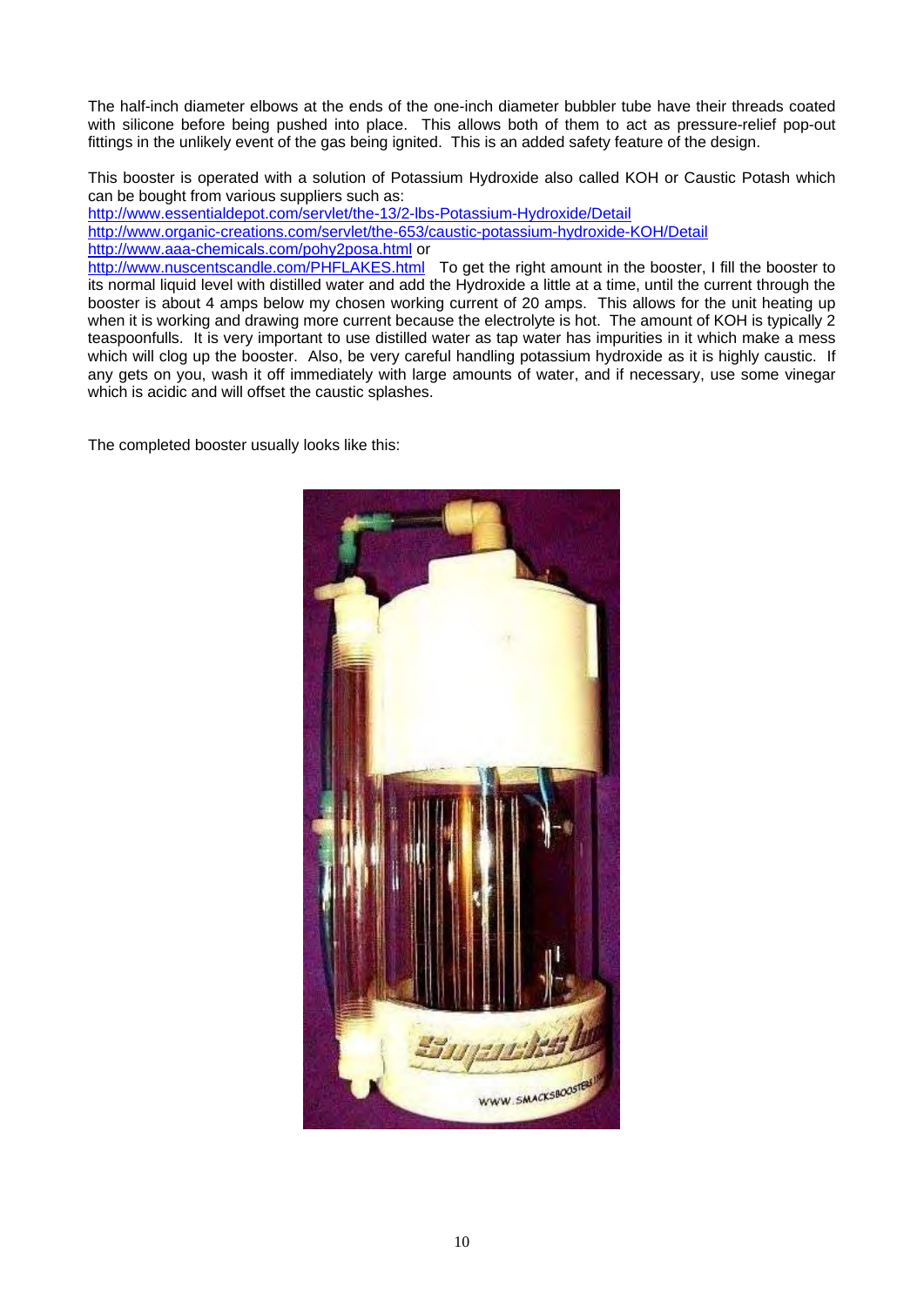The half-inch diameter elbows at the ends of the one-inch diameter bubbler tube have their threads coated with silicone before being pushed into place. This allows both of them to act as pressure-relief pop-out fittings in the unlikely event of the gas being ignited. This is an added safety feature of the design.

This booster is operated with a solution of Potassium Hydroxide also called KOH or Caustic Potash which can be bought from various suppliers such as:
http://www.essentialdepot.com/servlet/the-13/2-lbs-Potassium-Hydroxide/Detail
http://www.organic-creations.com/servlet/the-653/caustic-potassium-hydroxide-KOH/Detail
http://www.aaa-chemicals.com/pohy2posa.html or
http://www.nuscentscandle.com/PHFLAKES.html To get the right amount in the booster, I fill the booster to its normal liquid level with distilled water and add the Hydroxide a little at a time, until the current through the booster is about 4 amps below my chosen working current of 20 amps. This allows for the unit heating up when it is working and drawing more current because the electrolyte is hot. The amount of KOH is typically 2 teaspoonfulls. It is very important to use distilled water as tap water has impurities in it which make a mess which will clog up the booster. Also, be very careful handling potassium hydroxide as it is highly caustic. If any gets on you, wash it off immediately with large amounts of water, and if necessary, use some vinegar which is acidic and will offset the caustic splashes.

The completed booster usually looks like this: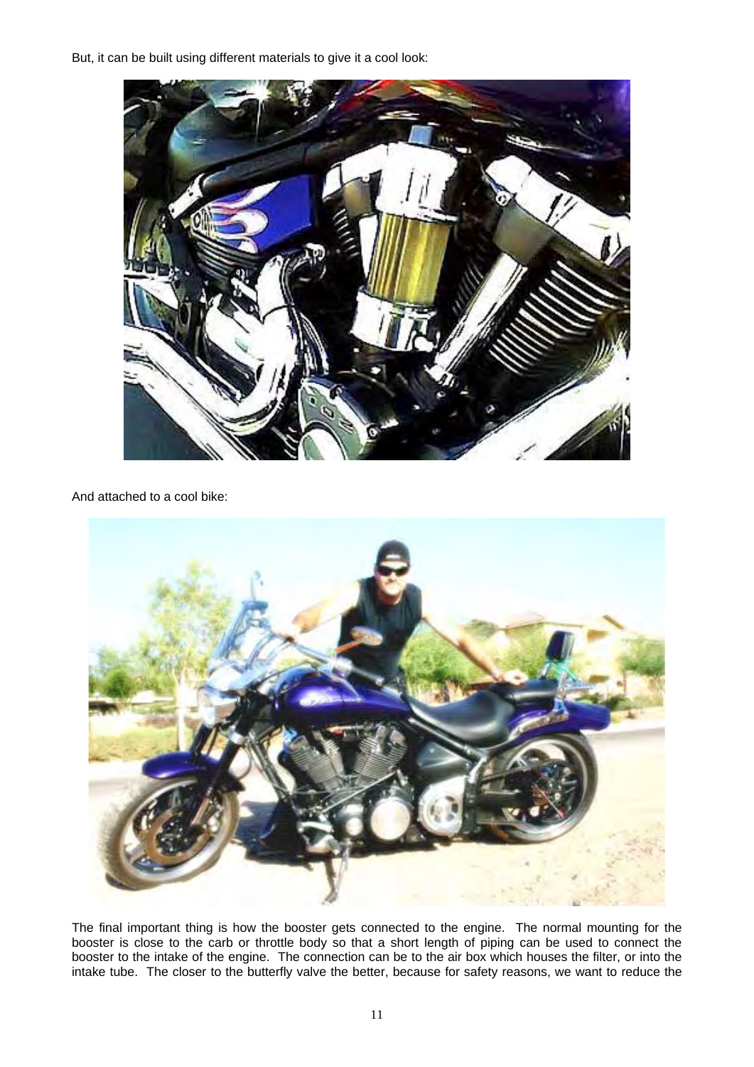But, it can be built using different materials to give it a cool look:

And attached to a cool bike:

The final important thing is how the booster gets connected to the engine. The normal mounting for the booster is close to the carb or throttle body so that a short length of piping can be used to connect the booster to the intake of the engine. The connection can be to the air box which houses the filter, or into the intake tube. The closer to the butterfly valve the better, because for safety reasons, we want to reduce the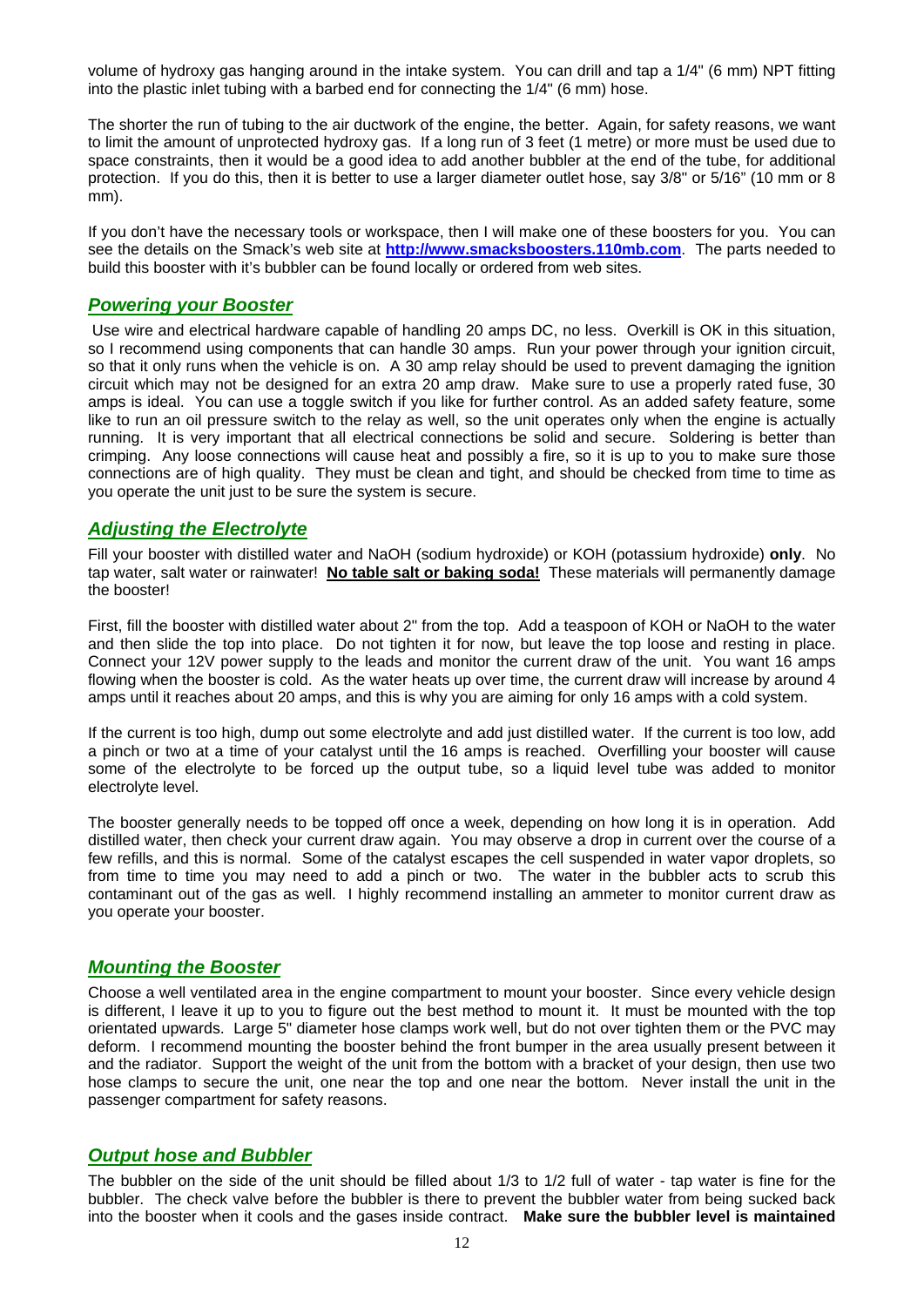volume of hydroxy gas hanging around in the intake system. You can drill and tap a 1/4" (6 mm) NPT fitting into the plastic inlet tubing with a barbed end for connecting the 1/4" (6 mm) hose.

The shorter the run of tubing to the air ductwork of the engine, the better. Again, for safety reasons, we want to limit the amount of unprotected hydroxy gas. If a long run of 3 feet (1 metre) or more must be used due to space constraints, then it would be a good idea to add another bubbler at the end of the tube, for additional protection. If you do this, then it is better to use a larger diameter outlet hose, say 3/8" or 5/16" (10 mm or 8 mm).

If you don't have the necessary tools or workspace, then I will make one of these boosters for you. You can see the details on the Smack's web site at **http://www.smacksboosters.110mb.com**. The parts needed to build this booster with it's bubbler can be found locally or ordered from web sites.

## *Powering your Booster*

Use wire and electrical hardware capable of handling 20 amps DC, no less. Overkill is OK in this situation, so I recommend using components that can handle 30 amps. Run your power through your ignition circuit, so that it only runs when the vehicle is on. A 30 amp relay should be used to prevent damaging the ignition circuit which may not be designed for an extra 20 amp draw. Make sure to use a properly rated fuse, 30 amps is ideal. You can use a toggle switch if you like for further control. As an added safety feature, some like to run an oil pressure switch to the relay as well, so the unit operates only when the engine is actually running. It is very important that all electrical connections be solid and secure. Soldering is better than crimping. Any loose connections will cause heat and possibly a fire, so it is up to you to make sure those connections are of high quality. They must be clean and tight, and should be checked from time to time as you operate the unit just to be sure the system is secure.

## *Adjusting the Electrolyte*

Fill your booster with distilled water and NaOH (sodium hydroxide) or KOH (potassium hydroxide) **only**. No tap water, salt water or rainwater! **No table salt or baking soda!** These materials will permanently damage the booster!

First, fill the booster with distilled water about 2" from the top. Add a teaspoon of KOH or NaOH to the water and then slide the top into place. Do not tighten it for now, but leave the top loose and resting in place. Connect your 12V power supply to the leads and monitor the current draw of the unit. You want 16 amps flowing when the booster is cold. As the water heats up over time, the current draw will increase by around 4 amps until it reaches about 20 amps, and this is why you are aiming for only 16 amps with a cold system.

If the current is too high, dump out some electrolyte and add just distilled water. If the current is too low, add a pinch or two at a time of your catalyst until the 16 amps is reached. Overfilling your booster will cause some of the electrolyte to be forced up the output tube, so a liquid level tube was added to monitor electrolyte level.

The booster generally needs to be topped off once a week, depending on how long it is in operation. Add distilled water, then check your current draw again. You may observe a drop in current over the course of a few refills, and this is normal. Some of the catalyst escapes the cell suspended in water vapor droplets, so from time to time you may need to add a pinch or two. The water in the bubbler acts to scrub this contaminant out of the gas as well. I highly recommend installing an ammeter to monitor current draw as you operate your booster.

## *Mounting the Booster*

Choose a well ventilated area in the engine compartment to mount your booster. Since every vehicle design is different, I leave it up to you to figure out the best method to mount it. It must be mounted with the top orientated upwards. Large 5" diameter hose clamps work well, but do not over tighten them or the PVC may deform. I recommend mounting the booster behind the front bumper in the area usually present between it and the radiator. Support the weight of the unit from the bottom with a bracket of your design, then use two hose clamps to secure the unit, one near the top and one near the bottom. Never install the unit in the passenger compartment for safety reasons.

## *Output hose and Bubbler*

The bubbler on the side of the unit should be filled about 1/3 to 1/2 full of water - tap water is fine for the bubbler. The check valve before the bubbler is there to prevent the bubbler water from being sucked back into the booster when it cools and the gases inside contract. **Make sure the bubbler level is maintained**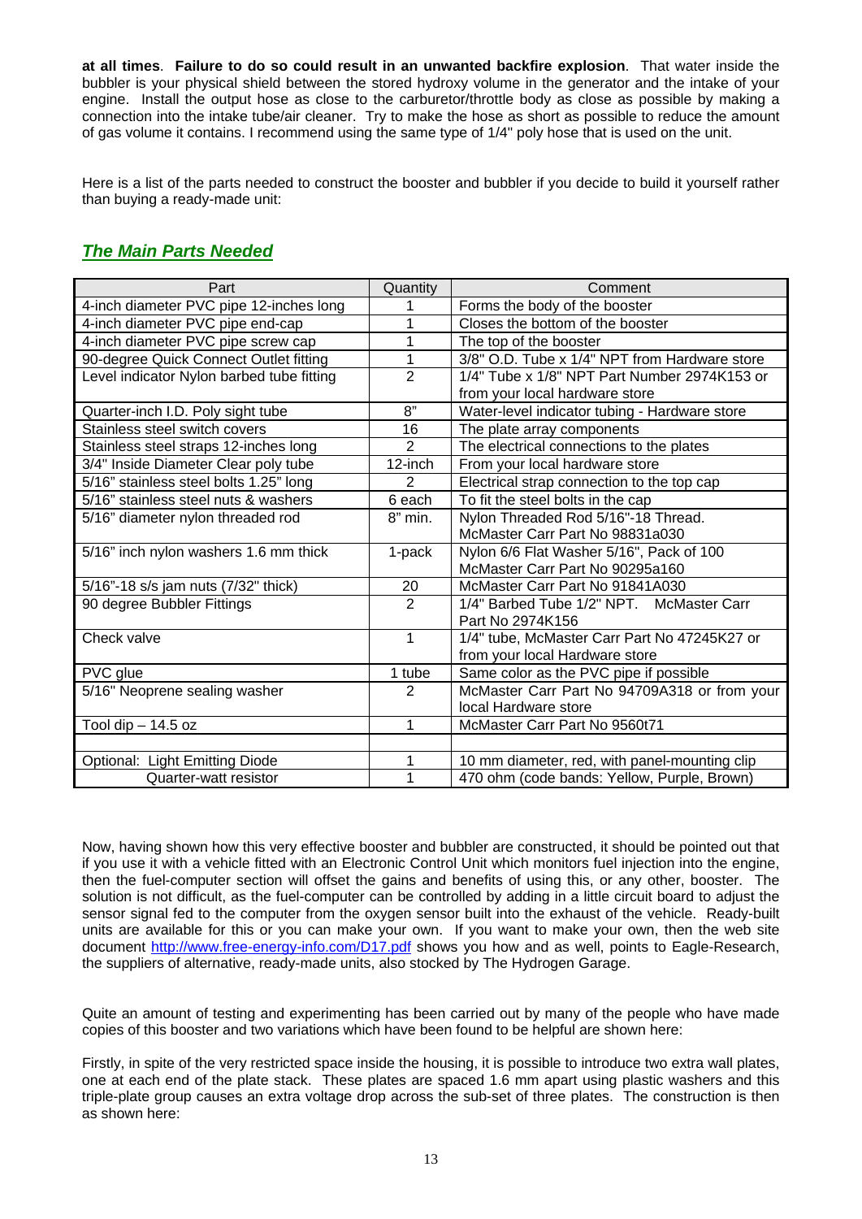**at all times**. **Failure to do so could result in an unwanted backfire explosion**. That water inside the bubbler is your physical shield between the stored hydroxy volume in the generator and the intake of your engine. Install the output hose as close to the carburetor/throttle body as close as possible by making a connection into the intake tube/air cleaner. Try to make the hose as short as possible to reduce the amount of gas volume it contains. I recommend using the same type of 1/4" poly hose that is used on the unit.

Here is a list of the parts needed to construct the booster and bubbler if you decide to build it yourself rather than buying a ready-made unit:

## *The Main Parts Needed*

| Part | Quantity | Comment |
|---|---|---|
| 4-inch diameter PVC pipe 12-inches long | 1 | Forms the body of the booster |
| 4-inch diameter PVC pipe end-cap | 1 | Closes the bottom of the booster |
| 4-inch diameter PVC pipe screw cap | 1 | The top of the booster |
| 90-degree Quick Connect Outlet fitting | 1 | 3/8" O.D. Tube x 1/4" NPT from Hardware store |
| Level indicator Nylon barbed tube fitting | 2 | 1/4" Tube x 1/8" NPT Part Number 2974K153 or from your local hardware store |
| Quarter-inch I.D. Poly sight tube | 8" | Water-level indicator tubing - Hardware store |
| Stainless steel switch covers | 16 | The plate array components |
| Stainless steel straps 12-inches long | 2 | The electrical connections to the plates |
| 3/4" Inside Diameter Clear poly tube | 12-inch | From your local hardware store |
| 5/16" stainless steel bolts 1.25" long | 2 | Electrical strap connection to the top cap |
| 5/16" stainless steel nuts & washers | 6 each | To fit the steel bolts in the cap |
| 5/16" diameter nylon threaded rod | 8" min. | Nylon Threaded Rod 5/16"-18 Thread. McMaster Carr Part No 98831a030 |
| 5/16" inch nylon washers 1.6 mm thick | 1-pack | Nylon 6/6 Flat Washer 5/16", Pack of 100 McMaster Carr Part No 90295a160 |
| 5/16"-18 s/s jam nuts (7/32" thick) | 20 | McMaster Carr Part No 91841A030 |
| 90 degree Bubbler Fittings | 2 | 1/4" Barbed Tube 1/2" NPT. McMaster Carr Part No 2974K156 |
| Check valve | 1 | 1/4" tube, McMaster Carr Part No 47245K27 or from your local Hardware store |
| PVC glue | 1 tube | Same color as the PVC pipe if possible |
| 5/16" Neoprene sealing washer | 2 | McMaster Carr Part No 94709A318 or from your local Hardware store |
| Tool dip – 14.5 oz | 1 | McMaster Carr Part No 9560t71 |
| | | |
| Optional: Light Emitting Diode | 1 | 10 mm diameter, red, with panel-mounting clip |
| Quarter-watt resistor | 1 | 470 ohm (code bands: Yellow, Purple, Brown) |

Now, having shown how this very effective booster and bubbler are constructed, it should be pointed out that if you use it with a vehicle fitted with an Electronic Control Unit which monitors fuel injection into the engine, then the fuel-computer section will offset the gains and benefits of using this, or any other, booster. The solution is not difficult, as the fuel-computer can be controlled by adding in a little circuit board to adjust the sensor signal fed to the computer from the oxygen sensor built into the exhaust of the vehicle. Ready-built units are available for this or you can make your own. If you want to make your own, then the web site document http://www.free-energy-info.com/D17.pdf shows you how and as well, points to Eagle-Research, the suppliers of alternative, ready-made units, also stocked by The Hydrogen Garage.

Quite an amount of testing and experimenting has been carried out by many of the people who have made copies of this booster and two variations which have been found to be helpful are shown here:

Firstly, in spite of the very restricted space inside the housing, it is possible to introduce two extra wall plates, one at each end of the plate stack. These plates are spaced 1.6 mm apart using plastic washers and this triple-plate group causes an extra voltage drop across the sub-set of three plates. The construction is then as shown here: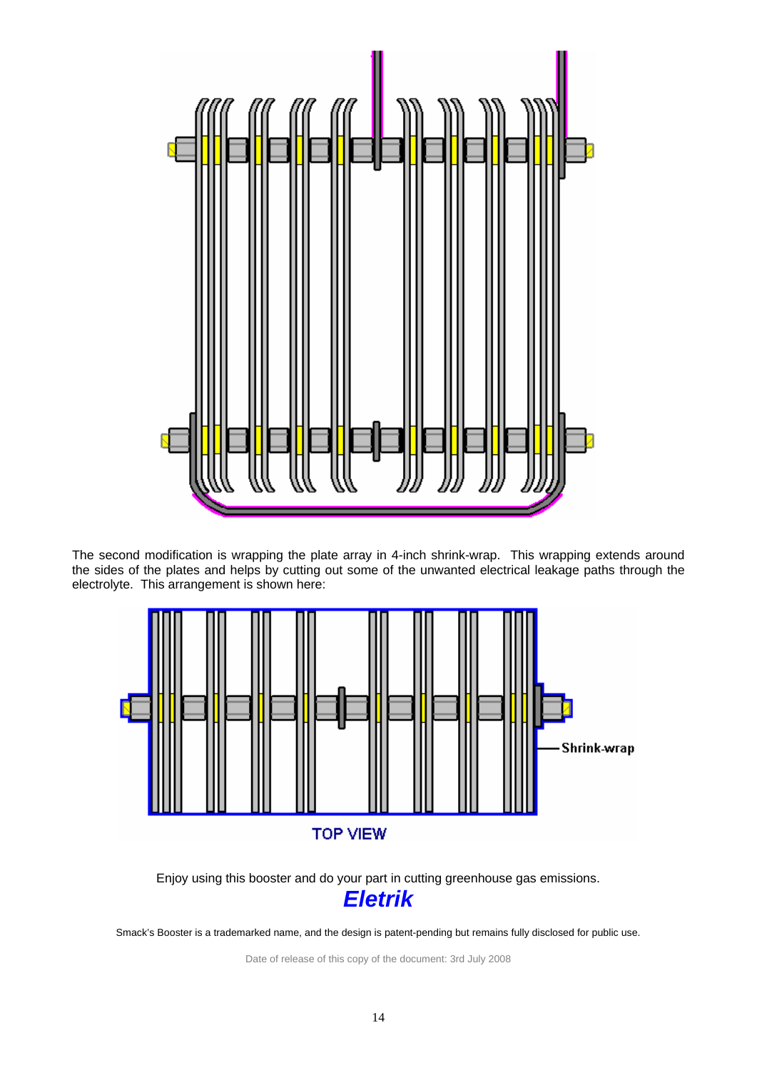The second modification is wrapping the plate array in 4-inch shrink-wrap. This wrapping extends around the sides of the plates and helps by cutting out some of the unwanted electrical leakage paths through the electrolyte. This arrangement is shown here:

Shrink-wrap

TOP VIEW

Enjoy using this booster and do your part in cutting greenhouse gas emissions.

***Eletrik***

Smack's Booster is a trademarked name, and the design is patent-pending but remains fully disclosed for public use.

Date of release of this copy of the document: 3rd July 2008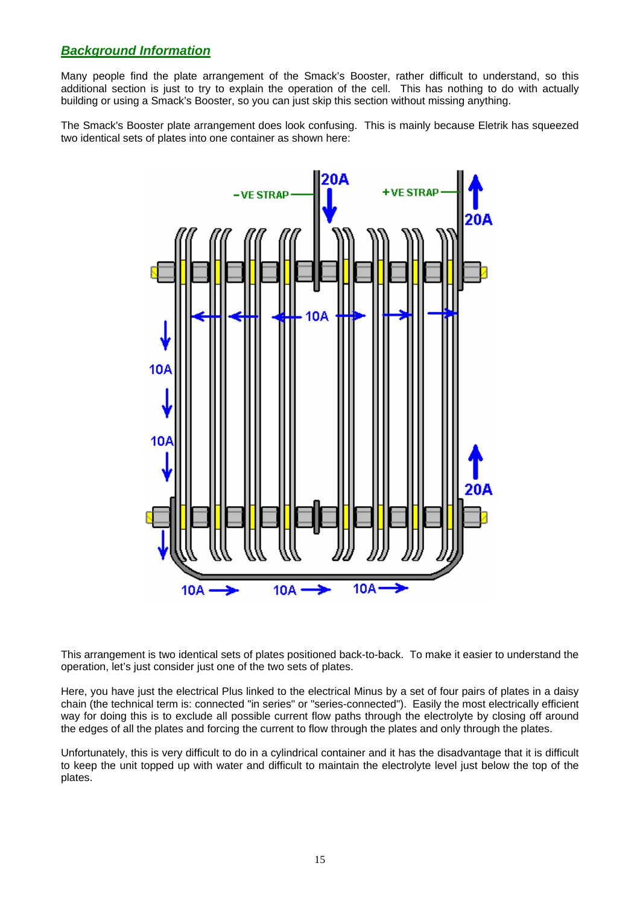## ***Background Information***

Many people find the plate arrangement of the Smack's Booster, rather difficult to understand, so this additional section is just to try to explain the operation of the cell. This has nothing to do with actually building or using a Smack's Booster, so you can just skip this section without missing anything.

The Smack's Booster plate arrangement does look confusing. This is mainly because Eletrik has squeezed two identical sets of plates into one container as shown here:

This arrangement is two identical sets of plates positioned back-to-back. To make it easier to understand the operation, let's just consider just one of the two sets of plates.

Here, you have just the electrical Plus linked to the electrical Minus by a set of four pairs of plates in a daisy chain (the technical term is: connected "in series" or "series-connected"). Easily the most electrically efficient way for doing this is to exclude all possible current flow paths through the electrolyte by closing off around the edges of all the plates and forcing the current to flow through the plates and only through the plates.

Unfortunately, this is very difficult to do in a cylindrical container and it has the disadvantage that it is difficult to keep the unit topped up with water and difficult to maintain the electrolyte level just below the top of the plates.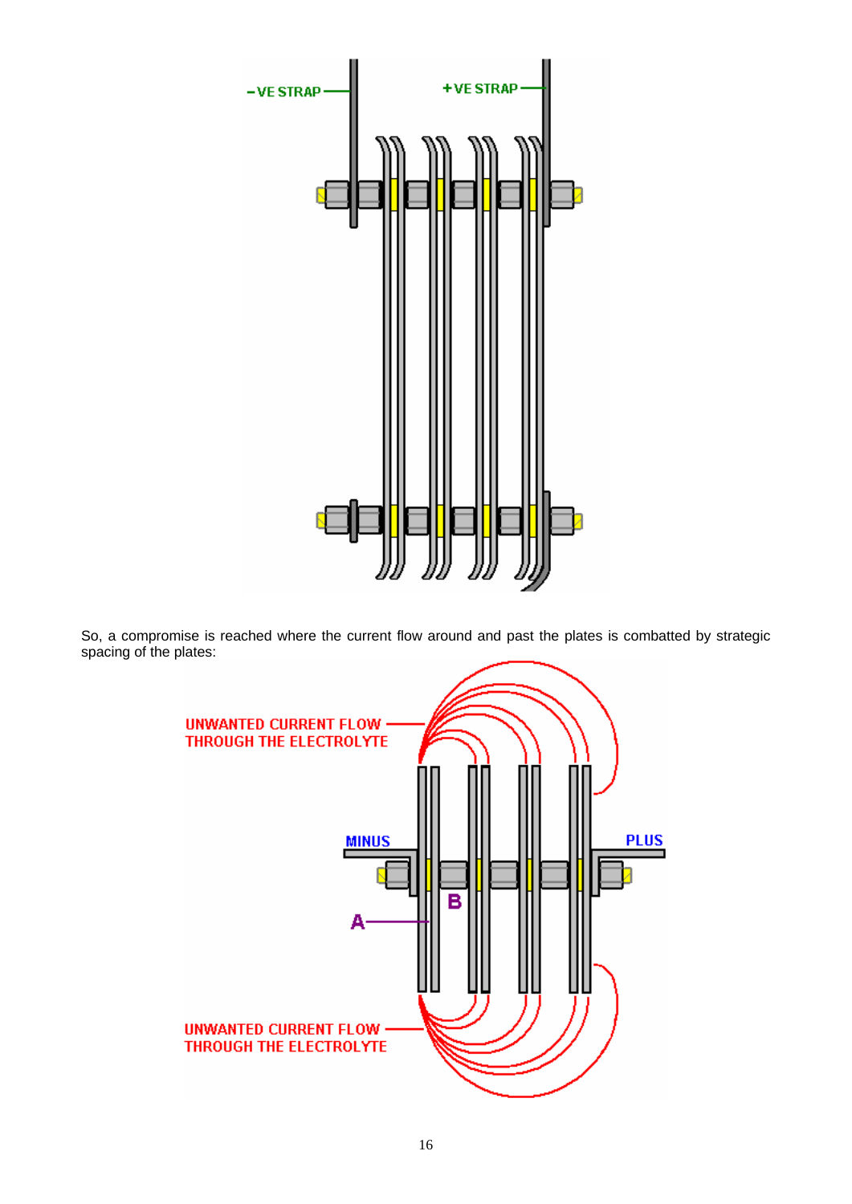So, a compromise is reached where the current flow around and past the plates is combatted by strategic spacing of the plates: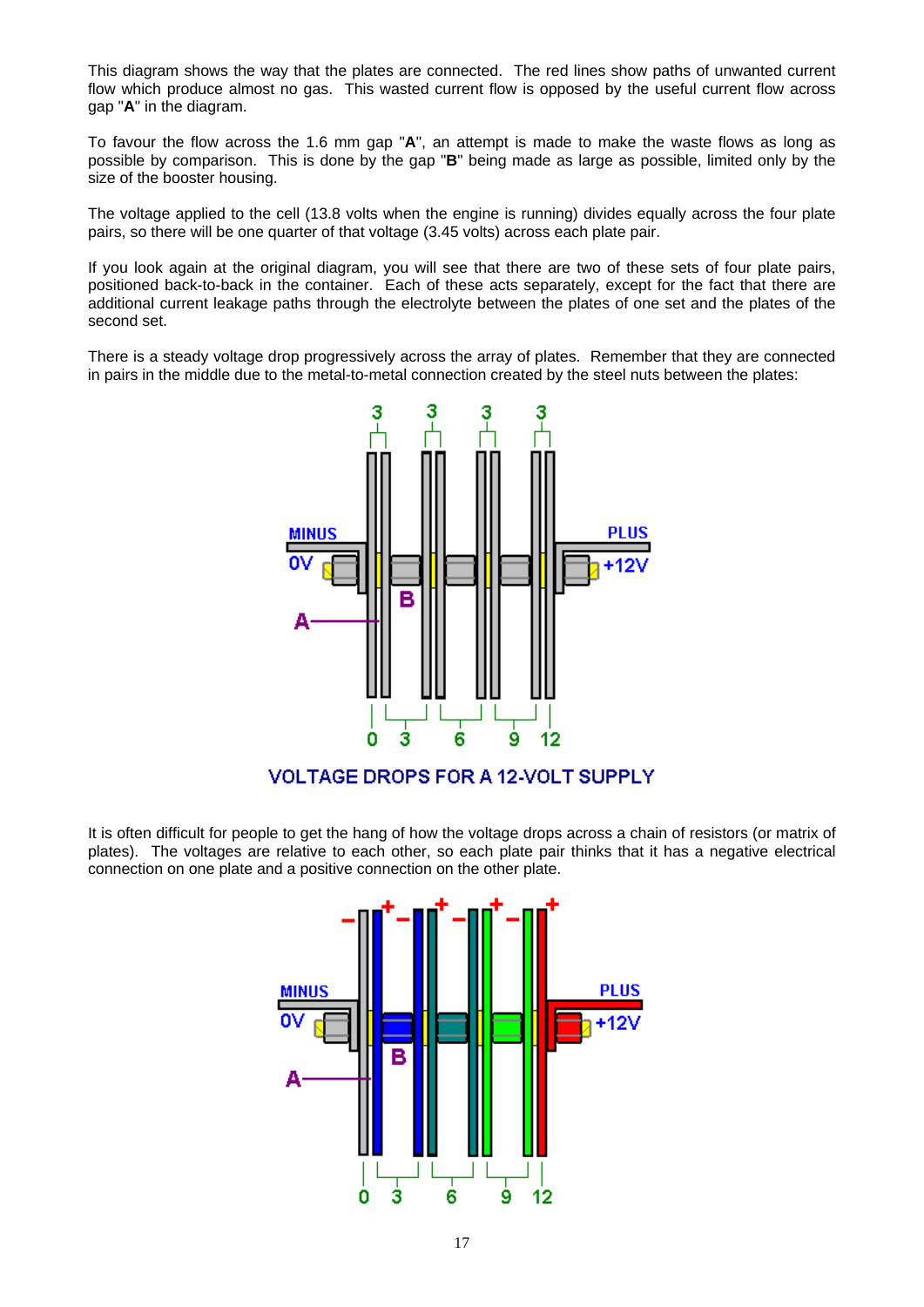This diagram shows the way that the plates are connected. The red lines show paths of unwanted current flow which produce almost no gas. This wasted current flow is opposed by the useful current flow across gap "**A**" in the diagram.

To favour the flow across the 1.6 mm gap "**A**", an attempt is made to make the waste flows as long as possible by comparison. This is done by the gap "**B**" being made as large as possible, limited only by the size of the booster housing.

The voltage applied to the cell (13.8 volts when the engine is running) divides equally across the four plate pairs, so there will be one quarter of that voltage (3.45 volts) across each plate pair.

If you look again at the original diagram, you will see that there are two of these sets of four plate pairs, positioned back-to-back in the container. Each of these acts separately, except for the fact that there are additional current leakage paths through the electrolyte between the plates of one set and the plates of the second set.

There is a steady voltage drop progressively across the array of plates. Remember that they are connected in pairs in the middle due to the metal-to-metal connection created by the steel nuts between the plates:

VOLTAGE DROPS FOR A 12-VOLT SUPPLY

It is often difficult for people to get the hang of how the voltage drops across a chain of resistors (or matrix of plates). The voltages are relative to each other, so each plate pair thinks that it has a negative electrical connection on one plate and a positive connection on the other plate.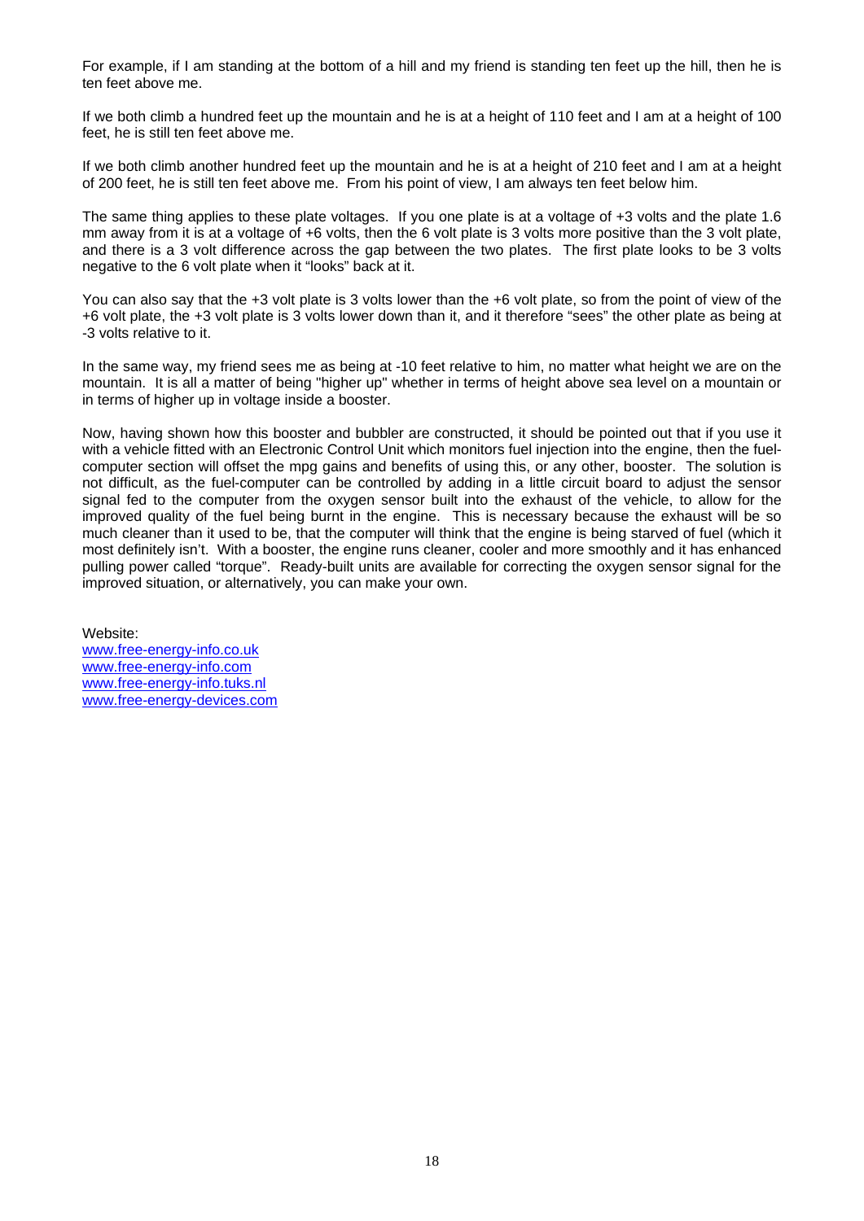For example, if I am standing at the bottom of a hill and my friend is standing ten feet up the hill, then he is ten feet above me.

If we both climb a hundred feet up the mountain and he is at a height of 110 feet and I am at a height of 100 feet, he is still ten feet above me.

If we both climb another hundred feet up the mountain and he is at a height of 210 feet and I am at a height of 200 feet, he is still ten feet above me. From his point of view, I am always ten feet below him.

The same thing applies to these plate voltages. If you one plate is at a voltage of +3 volts and the plate 1.6 mm away from it is at a voltage of +6 volts, then the 6 volt plate is 3 volts more positive than the 3 volt plate, and there is a 3 volt difference across the gap between the two plates. The first plate looks to be 3 volts negative to the 6 volt plate when it "looks" back at it.

You can also say that the +3 volt plate is 3 volts lower than the +6 volt plate, so from the point of view of the +6 volt plate, the +3 volt plate is 3 volts lower down than it, and it therefore "sees" the other plate as being at -3 volts relative to it.

In the same way, my friend sees me as being at -10 feet relative to him, no matter what height we are on the mountain. It is all a matter of being "higher up" whether in terms of height above sea level on a mountain or in terms of higher up in voltage inside a booster.

Now, having shown how this booster and bubbler are constructed, it should be pointed out that if you use it with a vehicle fitted with an Electronic Control Unit which monitors fuel injection into the engine, then the fuel-computer section will offset the mpg gains and benefits of using this, or any other, booster. The solution is not difficult, as the fuel-computer can be controlled by adding in a little circuit board to adjust the sensor signal fed to the computer from the oxygen sensor built into the exhaust of the vehicle, to allow for the improved quality of the fuel being burnt in the engine. This is necessary because the exhaust will be so much cleaner than it used to be, that the computer will think that the engine is being starved of fuel (which it most definitely isn't. With a booster, the engine runs cleaner, cooler and more smoothly and it has enhanced pulling power called "torque". Ready-built units are available for correcting the oxygen sensor signal for the improved situation, or alternatively, you can make your own.

Website:
www.free-energy-info.co.uk
www.free-energy-info.com
www.free-energy-info.tuks.nl
www.free-energy-devices.com